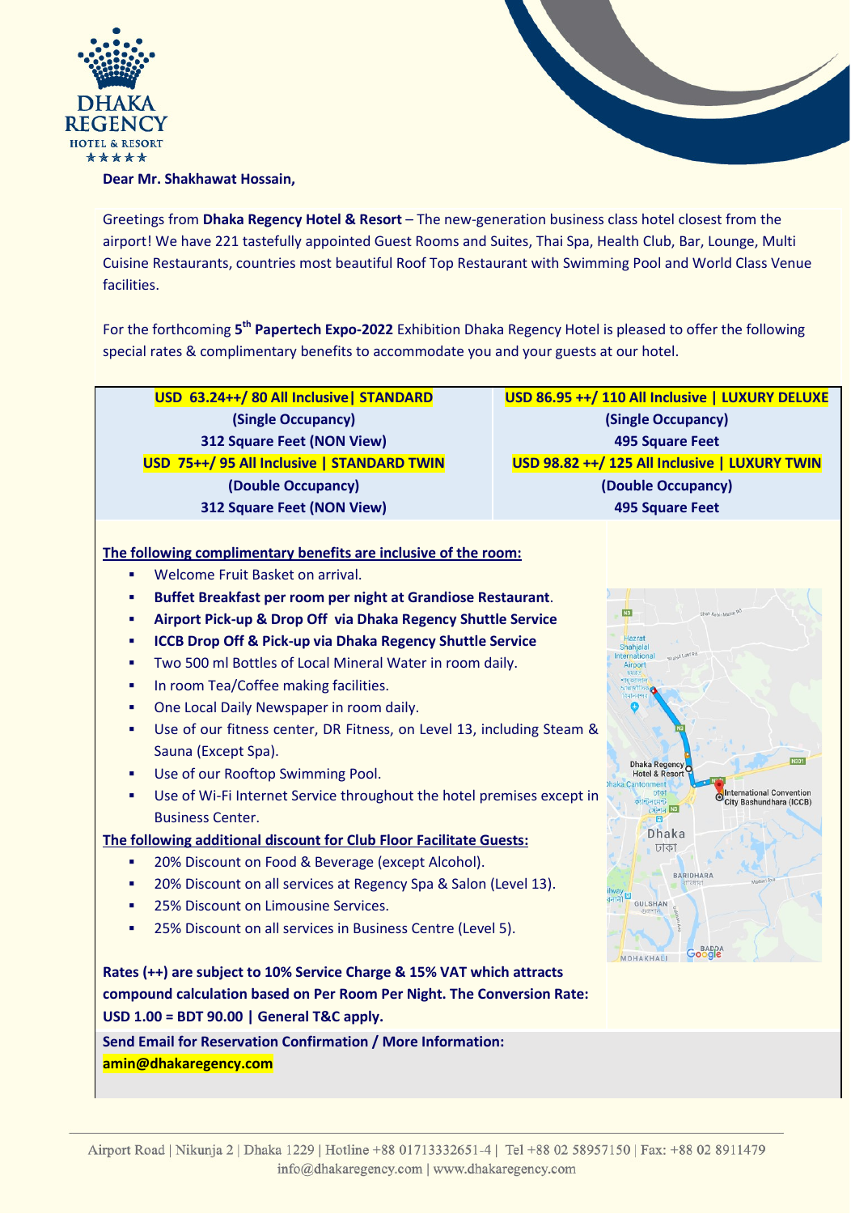Dear Mr. Shakhawat Hossain,

Greetings from **Dhaka Regency Hotel & Resort** – The new-generation business class hotel closest from the airport! We have 221 tastefully appointed Guest Rooms and Suites, Thai Spa, Health Club, Bar, Lounge, Multi Cuisine Restaurants, countries most beautiful Roof Top Restaurant with Swimming Pool and World Class Venue facilities.

For the forthcoming **5th Papertech Expo-2022** Exhibition Dhaka Regency Hotel is pleased to offer the following special rates & complimentary benefits to accommodate you and your guests at our hotel.

| **USD 63.24++/ 80 All Inclusive \| STANDARD** | **USD 86.95 ++/ 110 All Inclusive \| LUXURY DELUXE** |
|---|---|
| **(Single Occupancy)** | **(Single Occupancy)** |
| **312 Square Feet (NON View)** | **495 Square Feet** |
| **USD 75++/ 95 All Inclusive \| STANDARD TWIN** | **USD 98.82 ++/ 125 All Inclusive \| LUXURY TWIN** |
| **(Double Occupancy)** | **(Double Occupancy)** |
| **312 Square Feet (NON View)** | **495 Square Feet** |

**The following complimentary benefits are inclusive of the room:**

- Welcome Fruit Basket on arrival.
- **Buffet Breakfast per room per night at Grandiose Restaurant**.
- **Airport Pick-up & Drop Off via Dhaka Regency Shuttle Service**
- **ICCB Drop Off & Pick-up via Dhaka Regency Shuttle Service**
- Two 500 ml Bottles of Local Mineral Water in room daily.
- In room Tea/Coffee making facilities.
- One Local Daily Newspaper in room daily.
- Use of our fitness center, DR Fitness, on Level 13, including Steam & Sauna (Except Spa).
- Use of our Rooftop Swimming Pool.
- Use of Wi-Fi Internet Service throughout the hotel premises except in Business Center.

**The following additional discount for Club Floor Facilitate Guests:**

- 20% Discount on Food & Beverage (except Alcohol).
- 20% Discount on all services at Regency Spa & Salon (Level 13).
- 25% Discount on Limousine Services.
- 25% Discount on all services in Business Centre (Level 5).

**Rates (++) are subject to 10% Service Charge & 15% VAT which attracts compound calculation based on Per Room Per Night. The Conversion Rate: USD 1.00 = BDT 90.00 | General T&C apply.**

**Send Email for Reservation Confirmation / More Information:**
**amin@dhakaregency.com**

Airport Road | Nikunja 2 | Dhaka 1229 | Hotline +88 01713332651-4 | Tel +88 02 58957150 | Fax: +88 02 8911479
info@dhakaregency.com | www.dhakaregency.com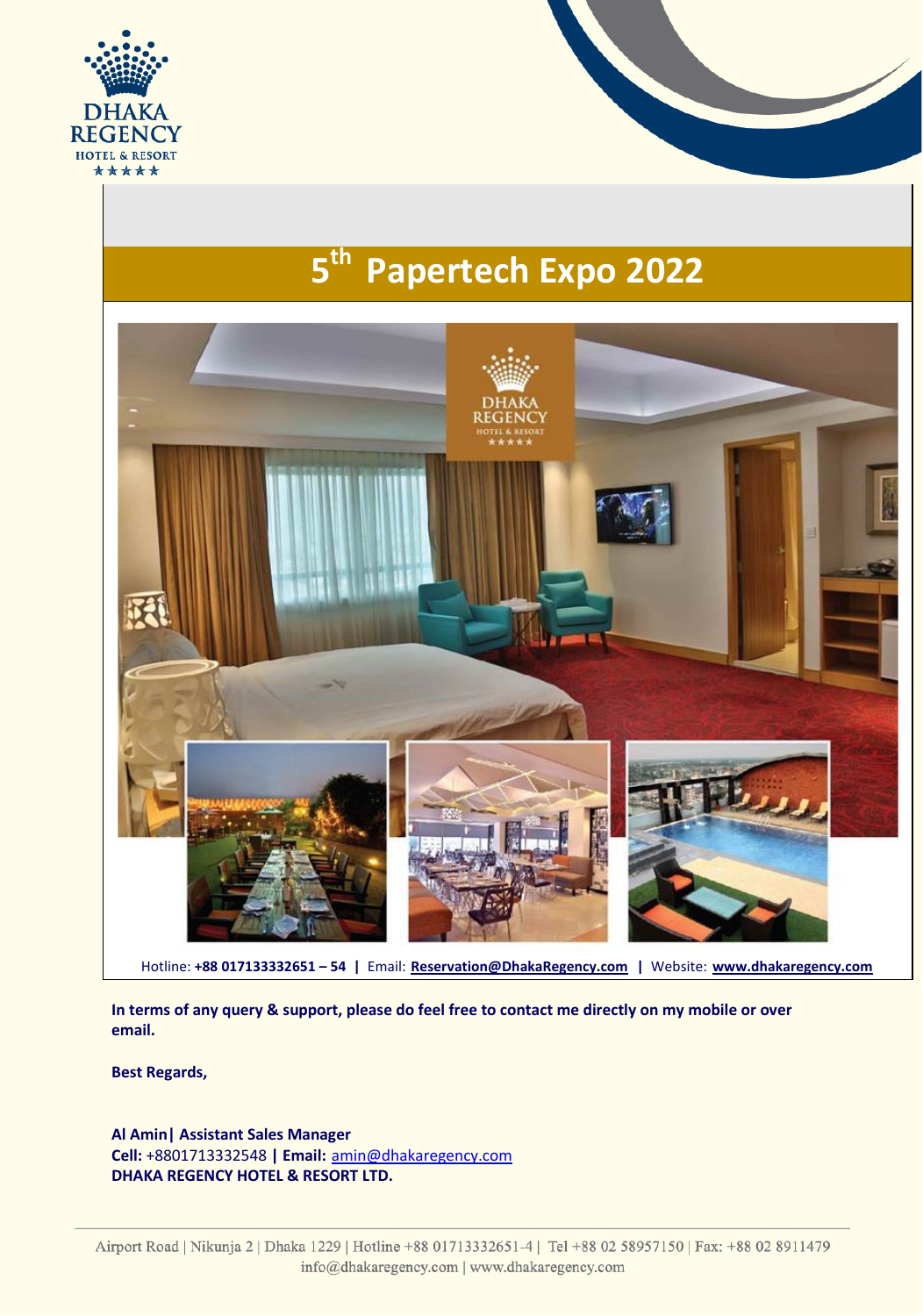# 5th Papertech Expo 2022

Hotline: **+88 017133332651 – 54** | Email: **Reservation@DhakaRegency.com** | Website: **www.dhakaregency.com**

**In terms of any query & support, please do feel free to contact me directly on my mobile or over email.**

**Best Regards,**

**Al Amin| Assistant Sales Manager**
**Cell:** +8801713332548 **| Email:** amin@dhakaregency.com
**DHAKA REGENCY HOTEL & RESORT LTD.**

Airport Road | Nikunja 2 | Dhaka 1229 | Hotline +88 01713332651-4 | Tel +88 02 58957150 | Fax: +88 02 8911479
info@dhakaregency.com | www.dhakaregency.com